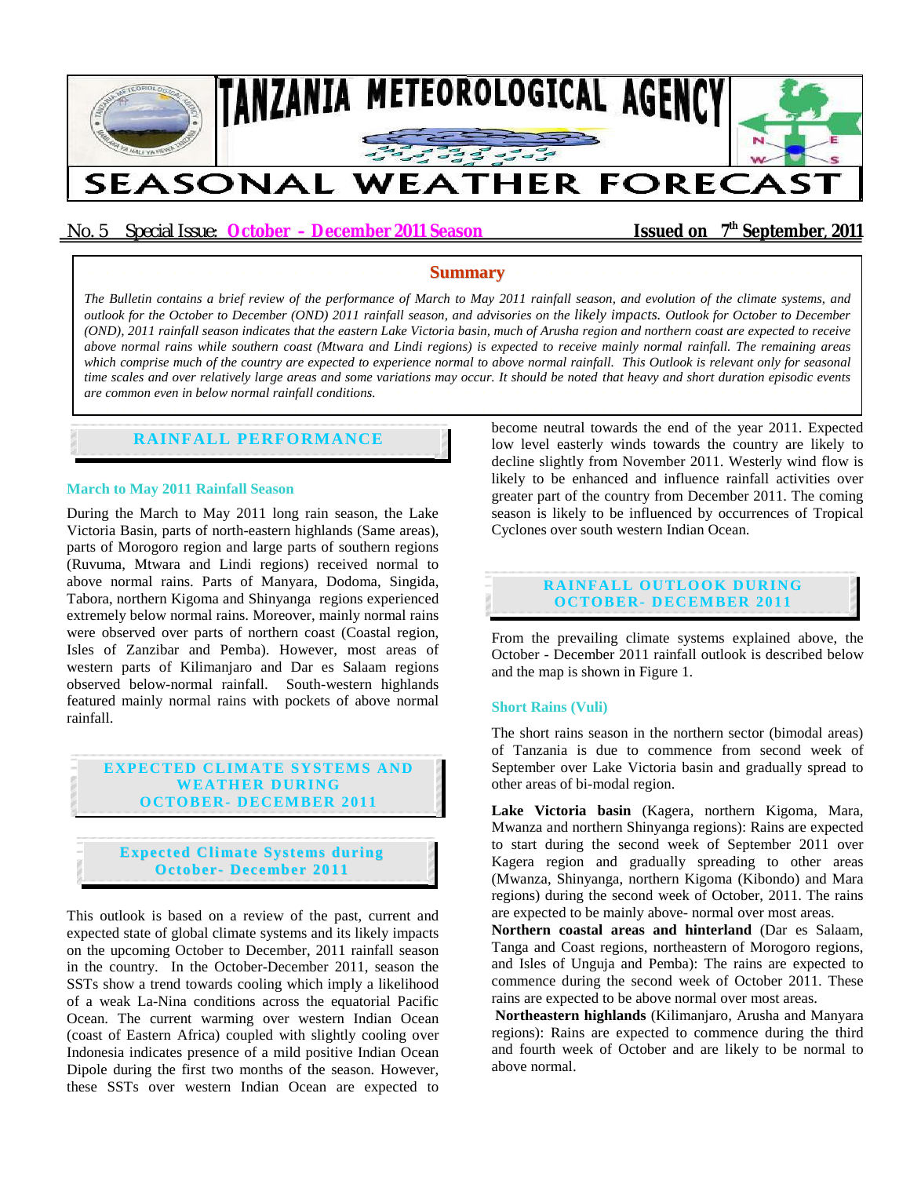# TANZANIA METEOROLOGICAL AGENCY

# SEASONAL WEATHER FORECAST

No. 5 Special Issue: **October – December 2011 Season** **Issued on 7th September, 2011**

## Summary

*The Bulletin contains a brief review of the performance of March to May 2011 rainfall season, and evolution of the climate systems, and outlook for the October to December (OND) 2011 rainfall season, and advisories on the likely impacts. Outlook for October to December (OND), 2011 rainfall season indicates that the eastern Lake Victoria basin, much of Arusha region and northern coast are expected to receive above normal rains while southern coast (Mtwara and Lindi regions) is expected to receive mainly normal rainfall. The remaining areas which comprise much of the country are expected to experience normal to above normal rainfall. This Outlook is relevant only for seasonal time scales and over relatively large areas and some variations may occur. It should be noted that heavy and short duration episodic events are common even in below normal rainfall conditions.*

## RAINFALL PERFORMANCE

### March to May 2011 Rainfall Season

During the March to May 2011 long rain season, the Lake Victoria Basin, parts of north-eastern highlands (Same areas), parts of Morogoro region and large parts of southern regions (Ruvuma, Mtwara and Lindi regions) received normal to above normal rains. Parts of Manyara, Dodoma, Singida, Tabora, northern Kigoma and Shinyanga regions experienced extremely below normal rains. Moreover, mainly normal rains were observed over parts of northern coast (Coastal region, Isles of Zanzibar and Pemba). However, most areas of western parts of Kilimanjaro and Dar es Salaam regions observed below-normal rainfall. South-western highlands featured mainly normal rains with pockets of above normal rainfall.

## EXPECTED CLIMATE SYSTEMS AND WEATHER DURING OCTOBER- DECEMBER 2011

### Expected Climate Systems during October- December 2011

This outlook is based on a review of the past, current and expected state of global climate systems and its likely impacts on the upcoming October to December, 2011 rainfall season in the country. In the October-December 2011, season the SSTs show a trend towards cooling which imply a likelihood of a weak La-Nina conditions across the equatorial Pacific Ocean. The current warming over western Indian Ocean (coast of Eastern Africa) coupled with slightly cooling over Indonesia indicates presence of a mild positive Indian Ocean Dipole during the first two months of the season. However, these SSTs over western Indian Ocean are expected to become neutral towards the end of the year 2011. Expected low level easterly winds towards the country are likely to decline slightly from November 2011. Westerly wind flow is likely to be enhanced and influence rainfall activities over greater part of the country from December 2011. The coming season is likely to be influenced by occurrences of Tropical Cyclones over south western Indian Ocean.

## RAINFALL OUTLOOK DURING OCTOBER- DECEMBER 2011

From the prevailing climate systems explained above, the October - December 2011 rainfall outlook is described below and the map is shown in Figure 1.

### Short Rains (Vuli)

The short rains season in the northern sector (bimodal areas) of Tanzania is due to commence from second week of September over Lake Victoria basin and gradually spread to other areas of bi-modal region.

**Lake Victoria basin** (Kagera, northern Kigoma, Mara, Mwanza and northern Shinyanga regions): Rains are expected to start during the second week of September 2011 over Kagera region and gradually spreading to other areas (Mwanza, Shinyanga, northern Kigoma (Kibondo) and Mara regions) during the second week of October, 2011. The rains are expected to be mainly above- normal over most areas.

**Northern coastal areas and hinterland** (Dar es Salaam, Tanga and Coast regions, northeastern of Morogoro regions, and Isles of Unguja and Pemba): The rains are expected to commence during the second week of October 2011. These rains are expected to be above normal over most areas.

**Northeastern highlands** (Kilimanjaro, Arusha and Manyara regions): Rains are expected to commence during the third and fourth week of October and are likely to be normal to above normal.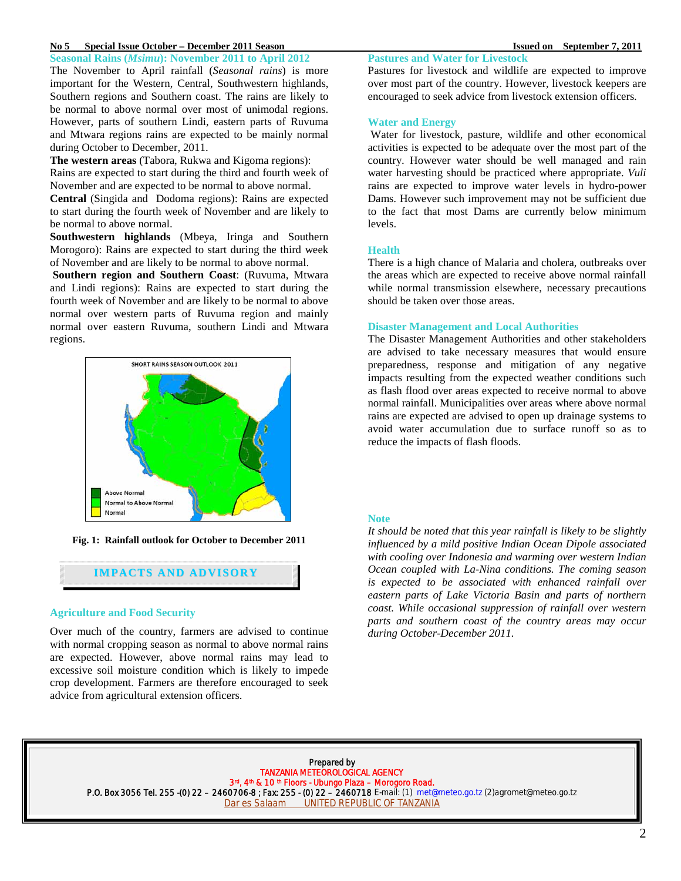### Seasonal Rains (*Msimu*): November 2011 to April 2012

The November to April rainfall (*Seasonal rains*) is more important for the Western, Central, Southwestern highlands, Southern regions and Southern coast. The rains are likely to be normal to above normal over most of unimodal regions. However, parts of southern Lindi, eastern parts of Ruvuma and Mtwara regions rains are expected to be mainly normal during October to December, 2011.

**The western areas** (Tabora, Rukwa and Kigoma regions): Rains are expected to start during the third and fourth week of November and are expected to be normal to above normal.

**Central** (Singida and Dodoma regions): Rains are expected to start during the fourth week of November and are likely to be normal to above normal.

**Southwestern highlands** (Mbeya, Iringa and Southern Morogoro): Rains are expected to start during the third week of November and are likely to be normal to above normal.

**Southern region and Southern Coast**: (Ruvuma, Mtwara and Lindi regions): Rains are expected to start during the fourth week of November and are likely to be normal to above normal over western parts of Ruvuma region and mainly normal over eastern Ruvuma, southern Lindi and Mtwara regions.

SHORT RAINS SEASON OUTLOOK 2011

Above Normal

Normal to Above Normal

Normal

**Fig. 1: Rainfall outlook for October to December 2011**

## IMPACTS AND ADVISORY

### Agriculture and Food Security

Over much of the country, farmers are advised to continue with normal cropping season as normal to above normal rains are expected. However, above normal rains may lead to excessive soil moisture condition which is likely to impede crop development. Farmers are therefore encouraged to seek advice from agricultural extension officers.

### Pastures and Water for Livestock

Pastures for livestock and wildlife are expected to improve over most part of the country. However, livestock keepers are encouraged to seek advice from livestock extension officers.

### Water and Energy

Water for livestock, pasture, wildlife and other economical activities is expected to be adequate over the most part of the country. However water should be well managed and rain water harvesting should be practiced where appropriate. *Vuli* rains are expected to improve water levels in hydro-power Dams. However such improvement may not be sufficient due to the fact that most Dams are currently below minimum levels.

### Health

There is a high chance of Malaria and cholera, outbreaks over the areas which are expected to receive above normal rainfall while normal transmission elsewhere, necessary precautions should be taken over those areas.

### Disaster Management and Local Authorities

The Disaster Management Authorities and other stakeholders are advised to take necessary measures that would ensure preparedness, response and mitigation of any negative impacts resulting from the expected weather conditions such as flash flood over areas expected to receive normal to above normal rainfall. Municipalities over areas where above normal rains are expected are advised to open up drainage systems to avoid water accumulation due to surface runoff so as to reduce the impacts of flash floods.

### Note

*It should be noted that this year rainfall is likely to be slightly influenced by a mild positive Indian Ocean Dipole associated with cooling over Indonesia and warming over western Indian Ocean coupled with La-Nina conditions. The coming season is expected to be associated with enhanced rainfall over eastern parts of Lake Victoria Basin and parts of northern coast. While occasional suppression of rainfall over western parts and southern coast of the country areas may occur during October-December 2011.*

Prepared by
TANZANIA METEOROLOGICAL AGENCY
3rd, 4th & 10th Floors - Ubungo Plaza – Morogoro Road.
P.O. Box 3056 Tel. 255 -(0) 22 – 2460706-8 ; Fax: 255 - (0) 22 – 2460718 E-mail: (1) met@meteo.go.tz (2)agromet@meteo.go.tz
Dar es Salaam UNITED REPUBLIC OF TANZANIA